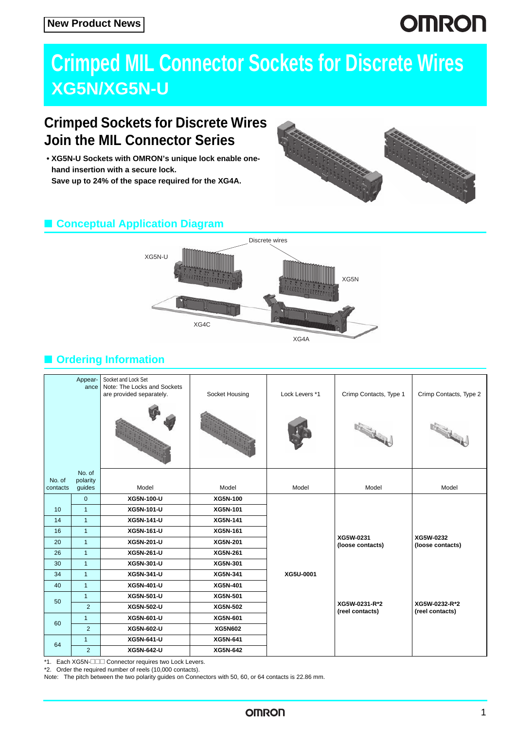New Product News

# Crimped MIL Connector Sockets for Discrete Wires
# XG5N/XG5N-U

## Crimped Sockets for Discrete Wires Join the MIL Connector Series

- **XG5N-U Sockets with OMRON's unique lock enable one-hand insertion with a secure lock.**
  **Save up to 24% of the space required for the XG4A.**

## ■ Conceptual Application Diagram

Discrete wires

XG5N-U

XG5N

XG4C

XG4A

## ■ Ordering Information

| No. of contacts | Appearance / No. of polarity guides | Socket and Lock Set (Note: The Locks and Sockets are provided separately.) Model | Socket Housing Model | Lock Levers *1 Model | Crimp Contacts, Type 1 Model | Crimp Contacts, Type 2 Model |
|---|---|---|---|---|---|---|
| | 0 | **XG5N-100-U** | **XG5N-100** | **XG5U-0001** | **XG5W-0231 (loose contacts)** | **XG5W-0232 (loose contacts)** |
| 10 | 1 | **XG5N-101-U** | **XG5N-101** | | | |
| 14 | 1 | **XG5N-141-U** | **XG5N-141** | | | |
| 16 | 1 | **XG5N-161-U** | **XG5N-161** | | | |
| 20 | 1 | **XG5N-201-U** | **XG5N-201** | | | |
| 26 | 1 | **XG5N-261-U** | **XG5N-261** | | | |
| 30 | 1 | **XG5N-301-U** | **XG5N-301** | | | |
| 34 | 1 | **XG5N-341-U** | **XG5N-341** | | | |
| 40 | 1 | **XG5N-401-U** | **XG5N-401** | | **XG5W-0231-R*2 (reel contacts)** | **XG5W-0232-R*2 (reel contacts)** |
| 50 | 1 | **XG5N-501-U** | **XG5N-501** | | | |
| | 2 | **XG5N-502-U** | **XG5N-502** | | | |
| 60 | 1 | **XG5N-601-U** | **XG5N-601** | | | |
| | 2 | **XG5N-602-U** | **XG5N602** | | | |
| 64 | 1 | **XG5N-641-U** | **XG5N-641** | | | |
| | 2 | **XG5N-642-U** | **XG5N-642** | | | |

*1. Each XG5N-□□□ Connector requires two Lock Levers.

*2. Order the required number of reels (10,000 contacts).

Note: The pitch between the two polarity guides on Connectors with 50, 60, or 64 contacts is 22.86 mm.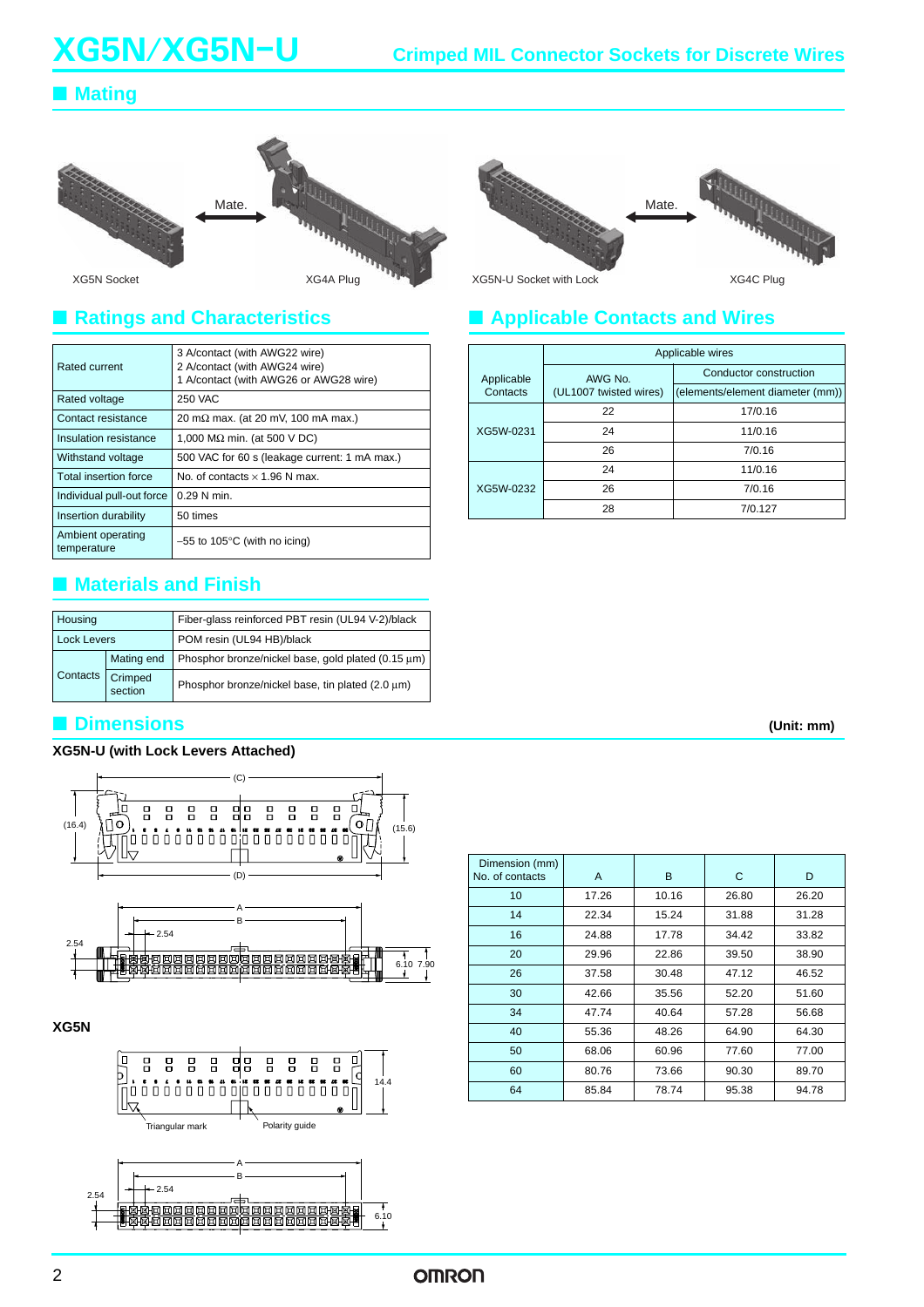# XG5N/XG5N-U

Crimped MIL Connector Sockets for Discrete Wires

## Mating

XG5N Socket — Mate. — XG4A Plug

XG5N-U Socket with Lock — Mate. — XG4C Plug

## Ratings and Characteristics

| | |
|---|---|
| Rated current | 3 A/contact (with AWG22 wire)<br>2 A/contact (with AWG24 wire)<br>1 A/contact (with AWG26 or AWG28 wire) |
| Rated voltage | 250 VAC |
| Contact resistance | 20 mΩ max. (at 20 mV, 100 mA max.) |
| Insulation resistance | 1,000 MΩ min. (at 500 V DC) |
| Withstand voltage | 500 VAC for 60 s (leakage current: 1 mA max.) |
| Total insertion force | No. of contacts × 1.96 N max. |
| Individual pull-out force | 0.29 N min. |
| Insertion durability | 50 times |
| Ambient operating temperature | −55 to 105°C (with no icing) |

## Applicable Contacts and Wires

| Applicable Contacts | Applicable wires | |
|---|---|---|
| | AWG No. (UL1007 twisted wires) | Conductor construction (elements/element diameter (mm)) |
| XG5W-0231 | 22 | 17/0.16 |
| | 24 | 11/0.16 |
| | 26 | 7/0.16 |
| XG5W-0232 | 24 | 11/0.16 |
| | 26 | 7/0.16 |
| | 28 | 7/0.127 |

## Materials and Finish

| | | |
|---|---|---|
| Housing | | Fiber-glass reinforced PBT resin (UL94 V-2)/black |
| Lock Levers | | POM resin (UL94 HB)/black |
| Contacts | Mating end | Phosphor bronze/nickel base, gold plated (0.15 µm) |
| | Crimped section | Phosphor bronze/nickel base, tin plated (2.0 µm) |

## Dimensions

(Unit: mm)

### XG5N-U (with Lock Levers Attached)

(16.4) (15.6) (C) (D) A B 2.54 2.54 6.10 7.90

### XG5N

14.4 Triangular mark Polarity guide A B 2.54 2.54 6.10

| Dimension (mm) No. of contacts | A | B | C | D |
|---|---|---|---|---|
| 10 | 17.26 | 10.16 | 26.80 | 26.20 |
| 14 | 22.34 | 15.24 | 31.88 | 31.28 |
| 16 | 24.88 | 17.78 | 34.42 | 33.82 |
| 20 | 29.96 | 22.86 | 39.50 | 38.90 |
| 26 | 37.58 | 30.48 | 47.12 | 46.52 |
| 30 | 42.66 | 35.56 | 52.20 | 51.60 |
| 34 | 47.74 | 40.64 | 57.28 | 56.68 |
| 40 | 55.36 | 48.26 | 64.90 | 64.30 |
| 50 | 68.06 | 60.96 | 77.60 | 77.00 |
| 60 | 80.76 | 73.66 | 90.30 | 89.70 |
| 64 | 85.84 | 78.74 | 95.38 | 94.78 |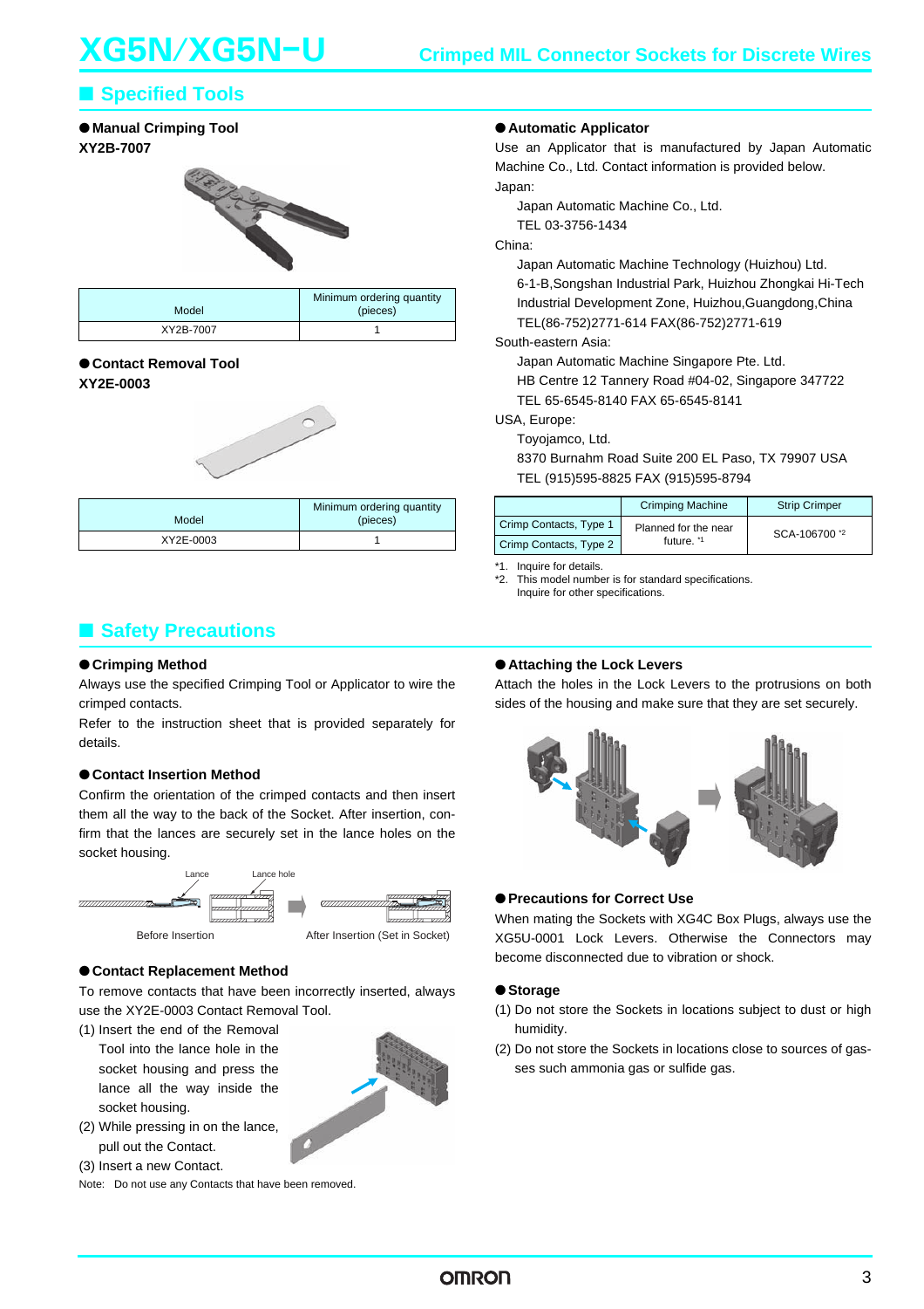## Specified Tools

### Manual Crimping Tool
**XY2B-7007**

| Model | Minimum ordering quantity (pieces) |
|---|---|
| XY2B-7007 | 1 |

### Contact Removal Tool
**XY2E-0003**

| Model | Minimum ordering quantity (pieces) |
|---|---|
| XY2E-0003 | 1 |

### Automatic Applicator
Use an Applicator that is manufactured by Japan Automatic Machine Co., Ltd. Contact information is provided below.

Japan:
Japan Automatic Machine Co., Ltd.
TEL 03-3756-1434

China:
Japan Automatic Machine Technology (Huizhou) Ltd.
6-1-B,Songshan Industrial Park, Huizhou Zhongkai Hi-Tech Industrial Development Zone, Huizhou,Guangdong,China
TEL(86-752)2771-614 FAX(86-752)2771-619

South-eastern Asia:
Japan Automatic Machine Singapore Pte. Ltd.
HB Centre 12 Tannery Road #04-02, Singapore 347722
TEL 65-6545-8140 FAX 65-6545-8141

USA, Europe:
Toyojamco, Ltd.
8370 Burnahm Road Suite 200 EL Paso, TX 79907 USA
TEL (915)595-8825 FAX (915)595-8794

| | Crimping Machine | Strip Crimper |
|---|---|---|
| Crimp Contacts, Type 1 | Planned for the near future. *1 | SCA-106700 *2 |
| Crimp Contacts, Type 2 | | |

*1. Inquire for details.
*2. This model number is for standard specifications. Inquire for other specifications.

## Safety Precautions

### Crimping Method
Always use the specified Crimping Tool or Applicator to wire the crimped contacts.
Refer to the instruction sheet that is provided separately for details.

### Contact Insertion Method
Confirm the orientation of the crimped contacts and then insert them all the way to the back of the Socket. After insertion, confirm that the lances are securely set in the lance holes on the socket housing.

Lance   Lance hole

Before Insertion   After Insertion (Set in Socket)

### Contact Replacement Method
To remove contacts that have been incorrectly inserted, always use the XY2E-0003 Contact Removal Tool.

(1) Insert the end of the Removal Tool into the lance hole in the socket housing and press the lance all the way inside the socket housing.
(2) While pressing in on the lance, pull out the Contact.
(3) Insert a new Contact.

Note: Do not use any Contacts that have been removed.

### Attaching the Lock Levers
Attach the holes in the Lock Levers to the protrusions on both sides of the housing and make sure that they are set securely.

### Precautions for Correct Use
When mating the Sockets with XG4C Box Plugs, always use the XG5U-0001 Lock Levers. Otherwise the Connectors may become disconnected due to vibration or shock.

### Storage
(1) Do not store the Sockets in locations subject to dust or high humidity.
(2) Do not store the Sockets in locations close to sources of gasses such ammonia gas or sulfide gas.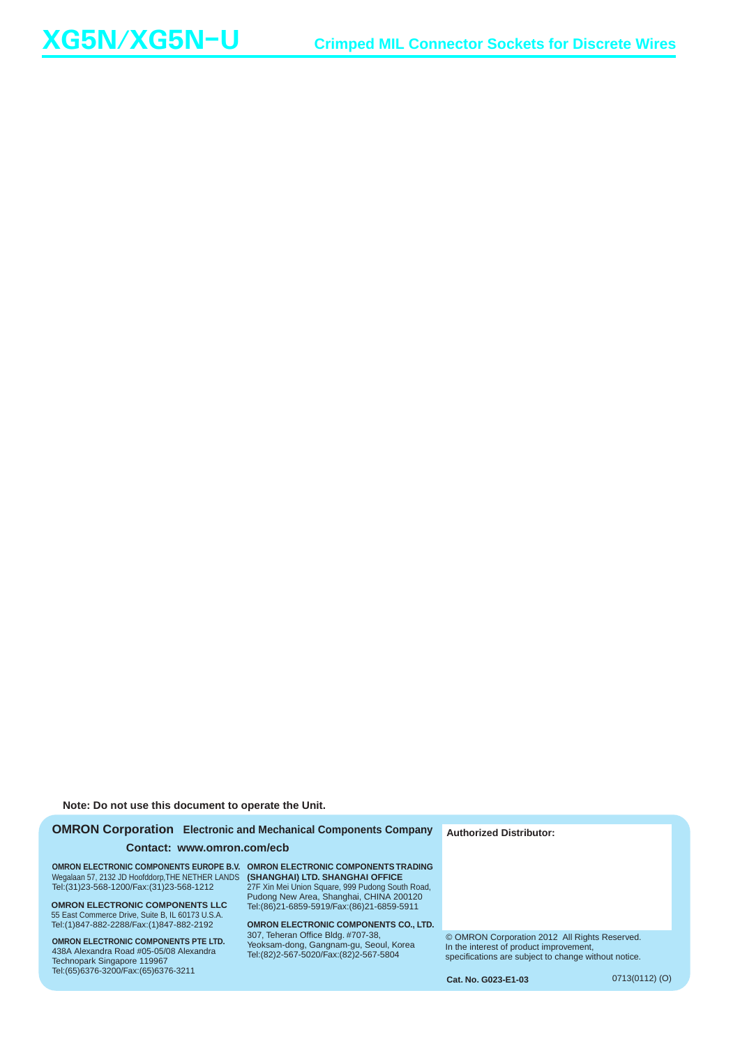**Note: Do not use this document to operate the Unit.**

**OMRON Corporation** **Electronic and Mechanical Components Company**

**Contact: www.omron.com/ecb**

**OMRON ELECTRONIC COMPONENTS EUROPE B.V.**
Wegalaan 57, 2132 JD Hoofddorp,THE NETHER LANDS
Tel:(31)23-568-1200/Fax:(31)23-568-1212

**OMRON ELECTRONIC COMPONENTS LLC**
55 East Commerce Drive, Suite B, IL 60173 U.S.A.
Tel:(1)847-882-2288/Fax:(1)847-882-2192

**OMRON ELECTRONIC COMPONENTS PTE LTD.**
438A Alexandra Road #05-05/08 Alexandra
Technopark Singapore 119967
Tel:(65)6376-3200/Fax:(65)6376-3211

**OMRON ELECTRONIC COMPONENTS TRADING (SHANGHAI) LTD. SHANGHAI OFFICE**
27F Xin Mei Union Square, 999 Pudong South Road,
Pudong New Area, Shanghai, CHINA 200120
Tel:(86)21-6859-5919/Fax:(86)21-6859-5911

**OMRON ELECTRONIC COMPONENTS CO., LTD.**
307, Teheran Office Bldg. #707-38,
Yeoksam-dong, Gangnam-gu, Seoul, Korea
Tel:(82)2-567-5020/Fax:(82)2-567-5804

**Authorized Distributor:**

© OMRON Corporation 2012 All Rights Reserved.
In the interest of product improvement,
specifications are subject to change without notice.

**Cat. No. G023-E1-03** 0713(0112) (O)